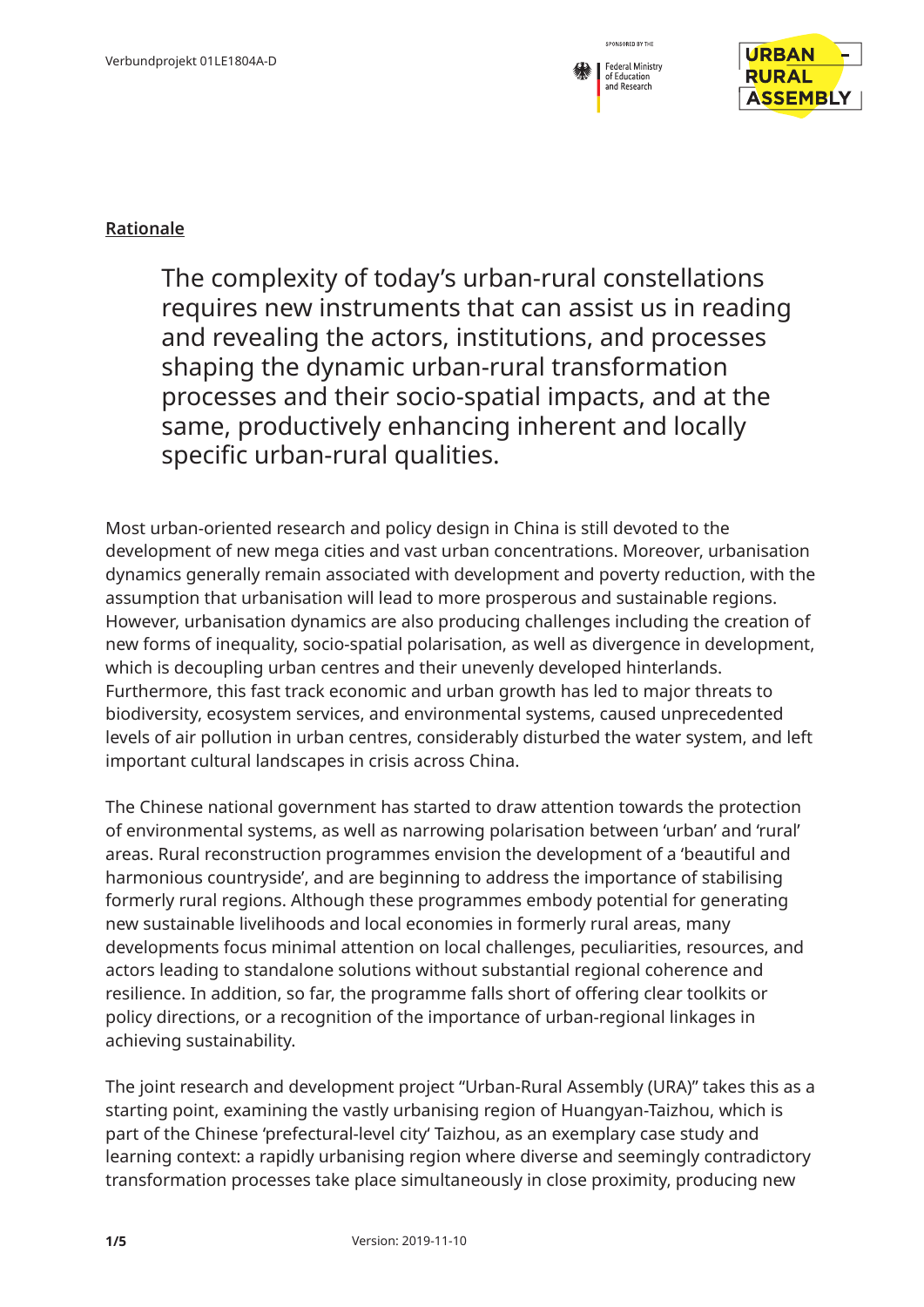## Rationale

> The complexity of today's urban-rural constellations requires new instruments that can assist us in reading and revealing the actors, institutions, and processes shaping the dynamic urban-rural transformation processes and their socio-spatial impacts, and at the same, productively enhancing inherent and locally specific urban-rural qualities.

Most urban-oriented research and policy design in China is still devoted to the development of new mega cities and vast urban concentrations. Moreover, urbanisation dynamics generally remain associated with development and poverty reduction, with the assumption that urbanisation will lead to more prosperous and sustainable regions. However, urbanisation dynamics are also producing challenges including the creation of new forms of inequality, socio-spatial polarisation, as well as divergence in development, which is decoupling urban centres and their unevenly developed hinterlands. Furthermore, this fast track economic and urban growth has led to major threats to biodiversity, ecosystem services, and environmental systems, caused unprecedented levels of air pollution in urban centres, considerably disturbed the water system, and left important cultural landscapes in crisis across China.

The Chinese national government has started to draw attention towards the protection of environmental systems, as well as narrowing polarisation between 'urban' and 'rural' areas. Rural reconstruction programmes envision the development of a 'beautiful and harmonious countryside', and are beginning to address the importance of stabilising formerly rural regions. Although these programmes embody potential for generating new sustainable livelihoods and local economies in formerly rural areas, many developments focus minimal attention on local challenges, peculiarities, resources, and actors leading to standalone solutions without substantial regional coherence and resilience. In addition, so far, the programme falls short of offering clear toolkits or policy directions, or a recognition of the importance of urban-regional linkages in achieving sustainability.

The joint research and development project "Urban-Rural Assembly (URA)" takes this as a starting point, examining the vastly urbanising region of Huangyan-Taizhou, which is part of the Chinese 'prefectural-level city' Taizhou, as an exemplary case study and learning context: a rapidly urbanising region where diverse and seemingly contradictory transformation processes take place simultaneously in close proximity, producing new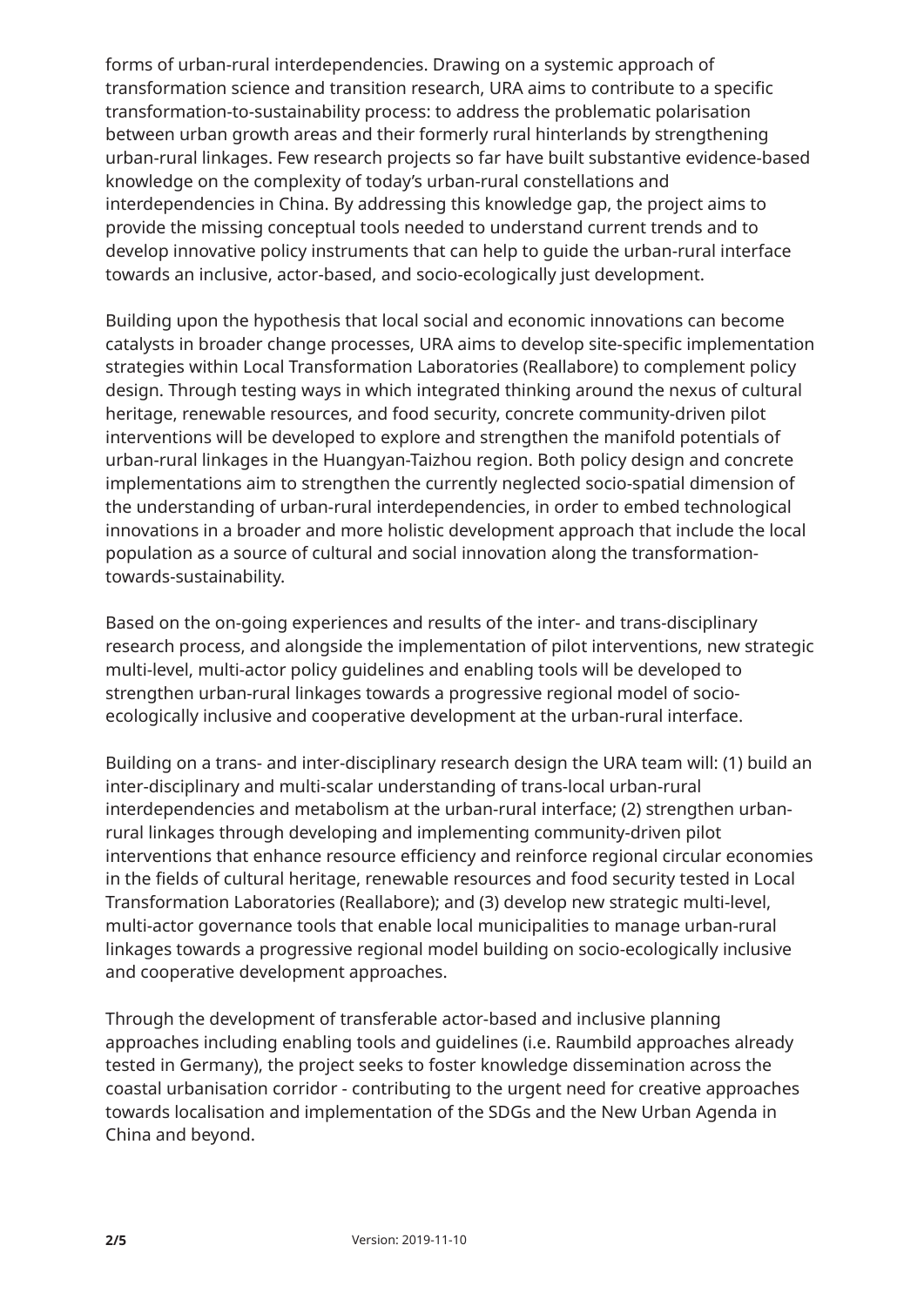forms of urban-rural interdependencies. Drawing on a systemic approach of transformation science and transition research, URA aims to contribute to a specific transformation-to-sustainability process: to address the problematic polarisation between urban growth areas and their formerly rural hinterlands by strengthening urban-rural linkages. Few research projects so far have built substantive evidence-based knowledge on the complexity of today's urban-rural constellations and interdependencies in China. By addressing this knowledge gap, the project aims to provide the missing conceptual tools needed to understand current trends and to develop innovative policy instruments that can help to guide the urban-rural interface towards an inclusive, actor-based, and socio-ecologically just development.

Building upon the hypothesis that local social and economic innovations can become catalysts in broader change processes, URA aims to develop site-specific implementation strategies within Local Transformation Laboratories (Reallabore) to complement policy design. Through testing ways in which integrated thinking around the nexus of cultural heritage, renewable resources, and food security, concrete community-driven pilot interventions will be developed to explore and strengthen the manifold potentials of urban-rural linkages in the Huangyan-Taizhou region. Both policy design and concrete implementations aim to strengthen the currently neglected socio-spatial dimension of the understanding of urban-rural interdependencies, in order to embed technological innovations in a broader and more holistic development approach that include the local population as a source of cultural and social innovation along the transformation-towards-sustainability.

Based on the on-going experiences and results of the inter- and trans-disciplinary research process, and alongside the implementation of pilot interventions, new strategic multi-level, multi-actor policy guidelines and enabling tools will be developed to strengthen urban-rural linkages towards a progressive regional model of socio-ecologically inclusive and cooperative development at the urban-rural interface.

Building on a trans- and inter-disciplinary research design the URA team will: (1) build an inter-disciplinary and multi-scalar understanding of trans-local urban-rural interdependencies and metabolism at the urban-rural interface; (2) strengthen urban-rural linkages through developing and implementing community-driven pilot interventions that enhance resource efficiency and reinforce regional circular economies in the fields of cultural heritage, renewable resources and food security tested in Local Transformation Laboratories (Reallabore); and (3) develop new strategic multi-level, multi-actor governance tools that enable local municipalities to manage urban-rural linkages towards a progressive regional model building on socio-ecologically inclusive and cooperative development approaches.

Through the development of transferable actor-based and inclusive planning approaches including enabling tools and guidelines (i.e. Raumbild approaches already tested in Germany), the project seeks to foster knowledge dissemination across the coastal urbanisation corridor - contributing to the urgent need for creative approaches towards localisation and implementation of the SDGs and the New Urban Agenda in China and beyond.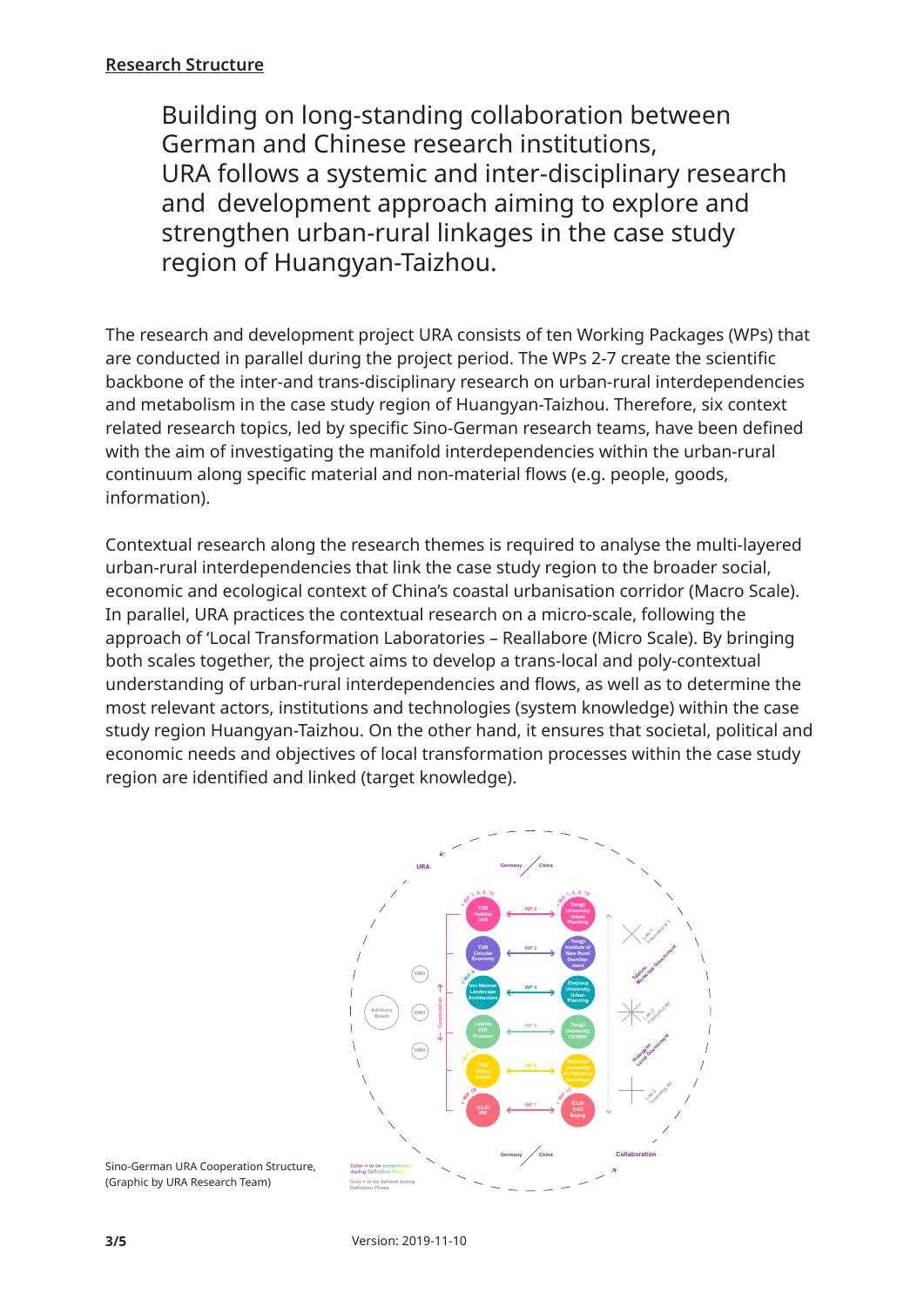## Research Structure

Building on long-standing collaboration between German and Chinese research institutions, URA follows a systemic and inter-disciplinary research and development approach aiming to explore and strengthen urban-rural linkages in the case study region of Huangyan-Taizhou.

The research and development project URA consists of ten Working Packages (WPs) that are conducted in parallel during the project period. The WPs 2-7 create the scientific backbone of the inter-and trans-disciplinary research on urban-rural interdependencies and metabolism in the case study region of Huangyan-Taizhou. Therefore, six context related research topics, led by specific Sino-German research teams, have been defined with the aim of investigating the manifold interdependencies within the urban-rural continuum along specific material and non-material flows (e.g. people, goods, information).

Contextual research along the research themes is required to analyse the multi-layered urban-rural interdependencies that link the case study region to the broader social, economic and ecological context of China's coastal urbanisation corridor (Macro Scale). In parallel, URA practices the contextual research on a micro-scale, following the approach of 'Local Transformation Laboratories – Reallabore (Micro Scale). By bringing both scales together, the project aims to develop a trans-local and poly-contextual understanding of urban-rural interdependencies and flows, as well as to determine the most relevant actors, institutions and technologies (system knowledge) within the case study region Huangyan-Taizhou. On the other hand, it ensures that societal, political and economic needs and objectives of local transformation processes within the case study region are identified and linked (target knowledge).

Sino-German URA Cooperation Structure, (Graphic by URA Research Team)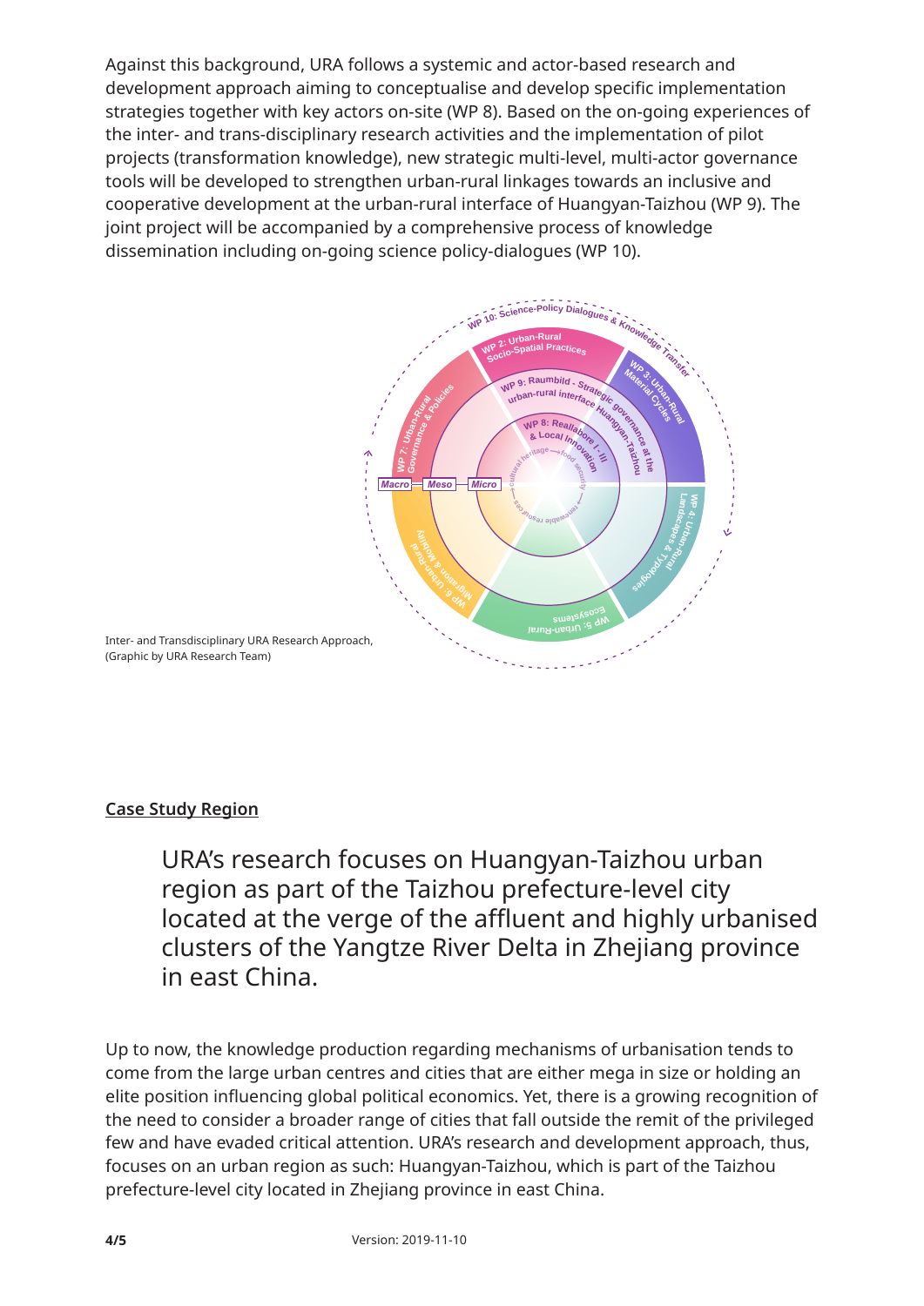Against this background, URA follows a systemic and actor-based research and development approach aiming to conceptualise and develop specific implementation strategies together with key actors on-site (WP 8). Based on the on-going experiences of the inter- and trans-disciplinary research activities and the implementation of pilot projects (transformation knowledge), new strategic multi-level, multi-actor governance tools will be developed to strengthen urban-rural linkages towards an inclusive and cooperative development at the urban-rural interface of Huangyan-Taizhou (WP 9). The joint project will be accompanied by a comprehensive process of knowledge dissemination including on-going science policy-dialogues (WP 10).

Inter- and Transdisciplinary URA Research Approach, (Graphic by URA Research Team)

## Case Study Region

URA's research focuses on Huangyan-Taizhou urban region as part of the Taizhou prefecture-level city located at the verge of the affluent and highly urbanised clusters of the Yangtze River Delta in Zhejiang province in east China.

Up to now, the knowledge production regarding mechanisms of urbanisation tends to come from the large urban centres and cities that are either mega in size or holding an elite position influencing global political economics. Yet, there is a growing recognition of the need to consider a broader range of cities that fall outside the remit of the privileged few and have evaded critical attention. URA's research and development approach, thus, focuses on an urban region as such: Huangyan-Taizhou, which is part of the Taizhou prefecture-level city located in Zhejiang province in east China.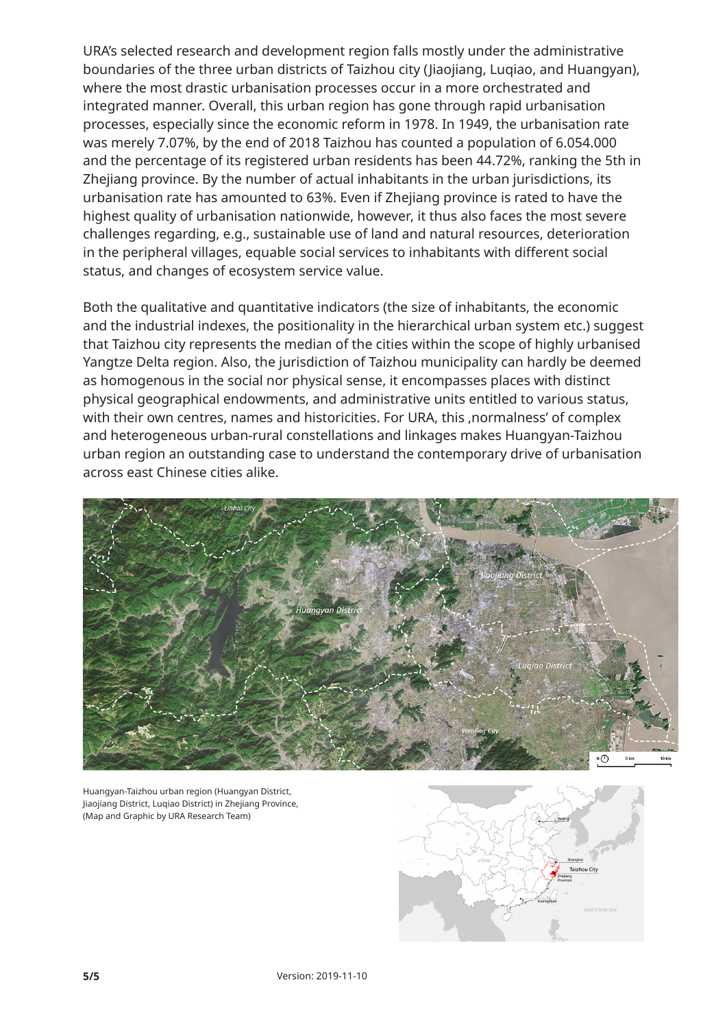URA's selected research and development region falls mostly under the administrative boundaries of the three urban districts of Taizhou city (Jiaojiang, Luqiao, and Huangyan), where the most drastic urbanisation processes occur in a more orchestrated and integrated manner. Overall, this urban region has gone through rapid urbanisation processes, especially since the economic reform in 1978. In 1949, the urbanisation rate was merely 7.07%, by the end of 2018 Taizhou has counted a population of 6.054.000 and the percentage of its registered urban residents has been 44.72%, ranking the 5th in Zhejiang province. By the number of actual inhabitants in the urban jurisdictions, its urbanisation rate has amounted to 63%. Even if Zhejiang province is rated to have the highest quality of urbanisation nationwide, however, it thus also faces the most severe challenges regarding, e.g., sustainable use of land and natural resources, deterioration in the peripheral villages, equable social services to inhabitants with different social status, and changes of ecosystem service value.

Both the qualitative and quantitative indicators (the size of inhabitants, the economic and the industrial indexes, the positionality in the hierarchical urban system etc.) suggest that Taizhou city represents the median of the cities within the scope of highly urbanised Yangtze Delta region. Also, the jurisdiction of Taizhou municipality can hardly be deemed as homogenous in the social nor physical sense, it encompasses places with distinct physical geographical endowments, and administrative units entitled to various status, with their own centres, names and historicities. For URA, this ‚normalness' of complex and heterogeneous urban-rural constellations and linkages makes Huangyan-Taizhou urban region an outstanding case to understand the contemporary drive of urbanisation across east Chinese cities alike.

Linhai City
Huangyan District
Jiaojiang District
Luqiao District
Wenling City
N
5 km
10 km

Huangyan-Taizhou urban region (Huangyan District, Jiaojiang District, Luqiao District) in Zhejiang Province, (Map and Graphic by URA Research Team)

Beijing
China
Shanghai
Taizhou City
Zhejiang Province
Guangzhou
East China Sea

Version: 2019-11-10